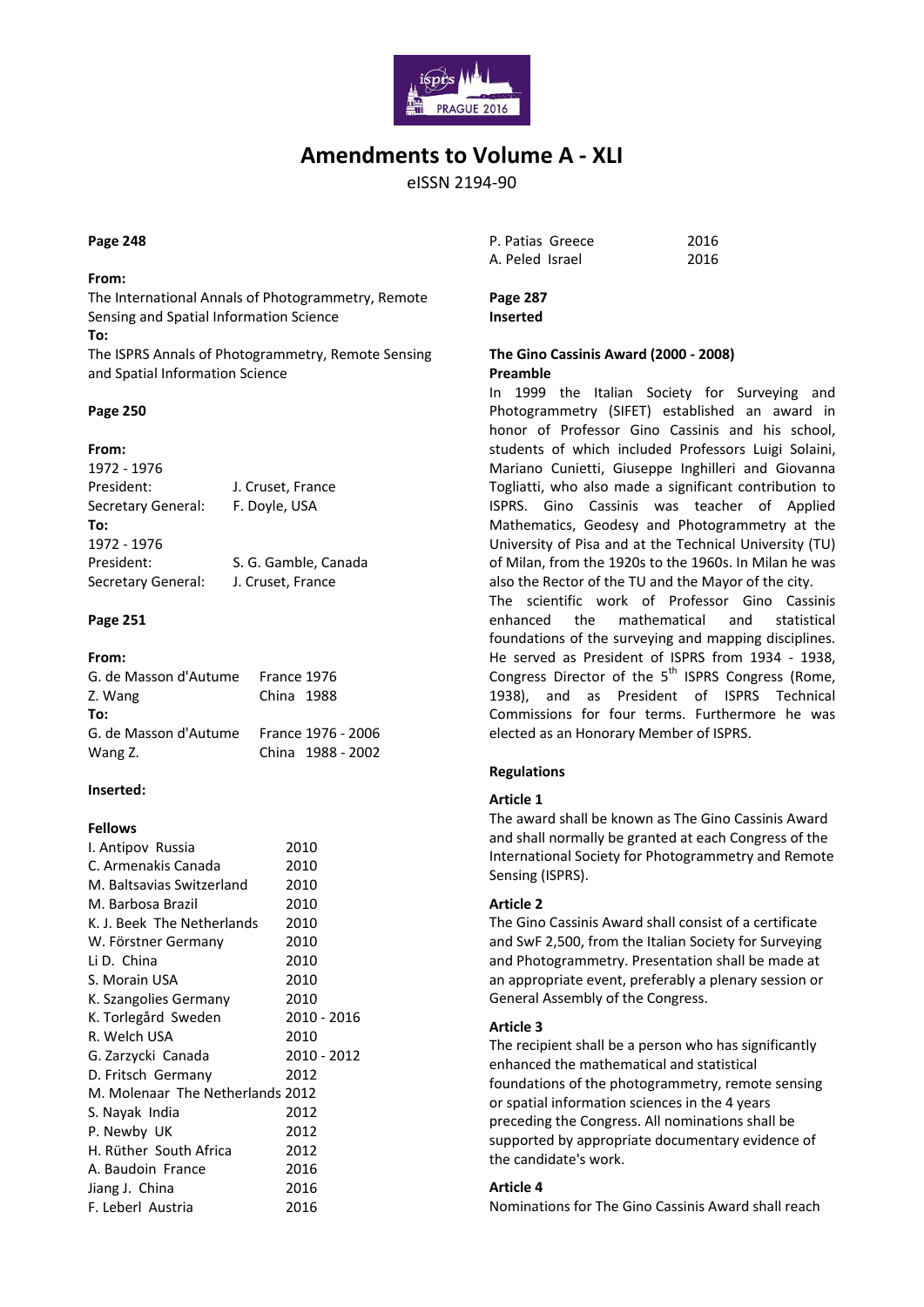# Amendments to Volume A - XLI

eISSN 2194-90

**Page 248**

**From:**
The International Annals of Photogrammetry, Remote Sensing and Spatial Information Science
**To:**
The ISPRS Annals of Photogrammetry, Remote Sensing and Spatial Information Science

**Page 250**

**From:**

| 1972 - 1976 | |
|---|---|
| President: | J. Cruset, France |
| Secretary General: | F. Doyle, USA |

**To:**

| 1972 - 1976 | |
|---|---|
| President: | S. G. Gamble, Canada |
| Secretary General: | J. Cruset, France |

**Page 251**

**From:**

| | |
|---|---|
| G. de Masson d'Autume | France 1976 |
| Z. Wang | China 1988 |

**To:**

| | |
|---|---|
| G. de Masson d'Autume | France 1976 - 2006 |
| Wang Z. | China 1988 - 2002 |

**Inserted:**

**Fellows**

| | |
|---|---|
| I. Antipov Russia | 2010 |
| C. Armenakis Canada | 2010 |
| M. Baltsavias Switzerland | 2010 |
| M. Barbosa Brazil | 2010 |
| K. J. Beek The Netherlands | 2010 |
| W. Förstner Germany | 2010 |
| Li D. China | 2010 |
| S. Morain USA | 2010 |
| K. Szangolies Germany | 2010 |
| K. Torlegård Sweden | 2010 - 2016 |
| R. Welch USA | 2010 |
| G. Zarzycki Canada | 2010 - 2012 |
| D. Fritsch Germany | 2012 |
| M. Molenaar The Netherlands | 2012 |
| S. Nayak India | 2012 |
| P. Newby UK | 2012 |
| H. Rüther South Africa | 2012 |
| A. Baudoin France | 2016 |
| Jiang J. China | 2016 |
| F. Leberl Austria | 2016 |
| P. Patias Greece | 2016 |
| A. Peled Israel | 2016 |

**Page 287**
**Inserted**

**The Gino Cassinis Award (2000 - 2008)**
**Preamble**

In 1999 the Italian Society for Surveying and Photogrammetry (SIFET) established an award in honor of Professor Gino Cassinis and his school, students of which included Professors Luigi Solaini, Mariano Cunietti, Giuseppe Inghilleri and Giovanna Togliatti, who also made a significant contribution to ISPRS. Gino Cassinis was teacher of Applied Mathematics, Geodesy and Photogrammetry at the University of Pisa and at the Technical University (TU) of Milan, from the 1920s to the 1960s. In Milan he was also the Rector of the TU and the Mayor of the city.

The scientific work of Professor Gino Cassinis enhanced the mathematical and statistical foundations of the surveying and mapping disciplines. He served as President of ISPRS from 1934 - 1938, Congress Director of the 5th ISPRS Congress (Rome, 1938), and as President of ISPRS Technical Commissions for four terms. Furthermore he was elected as an Honorary Member of ISPRS.

**Regulations**

**Article 1**
The award shall be known as The Gino Cassinis Award and shall normally be granted at each Congress of the International Society for Photogrammetry and Remote Sensing (ISPRS).

**Article 2**
The Gino Cassinis Award shall consist of a certificate and SwF 2,500, from the Italian Society for Surveying and Photogrammetry. Presentation shall be made at an appropriate event, preferably a plenary session or General Assembly of the Congress.

**Article 3**
The recipient shall be a person who has significantly enhanced the mathematical and statistical foundations of the photogrammetry, remote sensing or spatial information sciences in the 4 years preceding the Congress. All nominations shall be supported by appropriate documentary evidence of the candidate's work.

**Article 4**
Nominations for The Gino Cassinis Award shall reach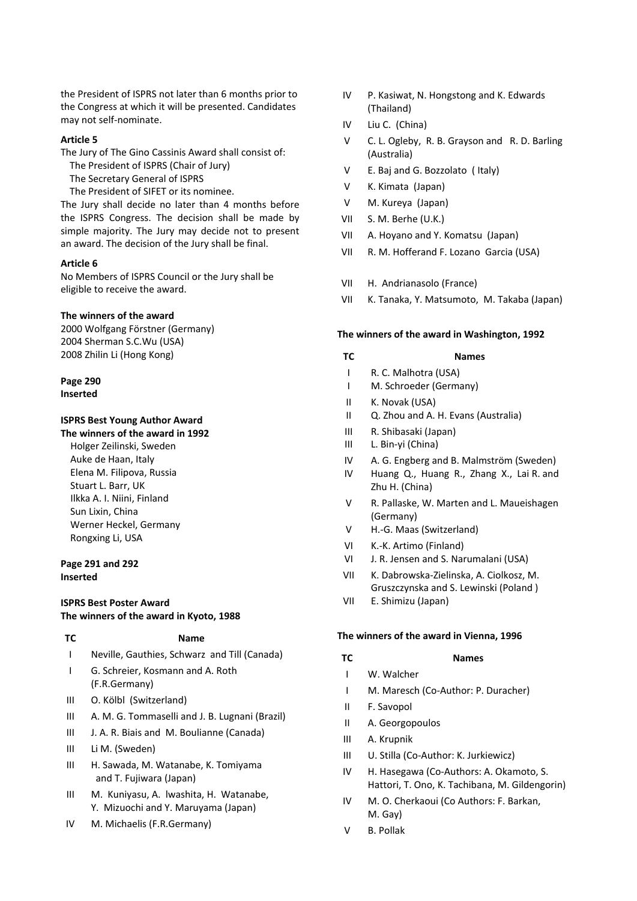the President of ISPRS not later than 6 months prior to the Congress at which it will be presented. Candidates may not self-nominate.

**Article 5**

The Jury of The Gino Cassinis Award shall consist of:

The President of ISPRS (Chair of Jury)
The Secretary General of ISPRS
The President of SIFET or its nominee.

The Jury shall decide no later than 4 months before the ISPRS Congress. The decision shall be made by simple majority. The Jury may decide not to present an award. The decision of the Jury shall be final.

**Article 6**

No Members of ISPRS Council or the Jury shall be eligible to receive the award.

**The winners of the award**

2000 Wolfgang Förstner (Germany)
2004 Sherman S.C.Wu (USA)
2008 Zhilin Li (Hong Kong)

**Page 290**
**Inserted**

**ISPRS Best Young Author Award**
**The winners of the award in 1992**

Holger Zeilinski, Sweden
Auke de Haan, Italy
Elena M. Filipova, Russia
Stuart L. Barr, UK
Ilkka A. I. Niini, Finland
Sun Lixin, China
Werner Heckel, Germany
Rongxing Li, USA

**Page 291 and 292**
**Inserted**

**ISPRS Best Poster Award**
**The winners of the award in Kyoto, 1988**

| TC | Name |
|---|---|
| I | Neville, Gauthies, Schwarz and Till (Canada) |
| I | G. Schreier, Kosmann and A. Roth (F.R.Germany) |
| III | O. Kölbl (Switzerland) |
| III | A. M. G. Tommaselli and J. B. Lugnani (Brazil) |
| III | J. A. R. Biais and M. Boulianne (Canada) |
| III | Li M. (Sweden) |
| III | H. Sawada, M. Watanabe, K. Tomiyama and T. Fujiwara (Japan) |
| III | M. Kuniyasu, A. lwashita, H. Watanabe, Y. Mizuochi and Y. Maruyama (Japan) |
| IV | M. Michaelis (F.R.Germany) |
| IV | P. Kasiwat, N. Hongstong and K. Edwards (Thailand) |
| IV | Liu C. (China) |
| V | C. L. Ogleby, R. B. Grayson and R. D. Barling (Australia) |
| V | E. Baj and G. Bozzolato ( Italy) |
| V | K. Kimata (Japan) |
| V | M. Kureya (Japan) |
| VII | S. M. Berhe (U.K.) |
| VII | A. Hoyano and Y. Komatsu (Japan) |
| VII | R. M. Hofferand F. Lozano Garcia (USA) |
| VII | H. Andrianasolo (France) |
| VII | K. Tanaka, Y. Matsumoto, M. Takaba (Japan) |

**The winners of the award in Washington, 1992**

| TC | Names |
|---|---|
| I | R. C. Malhotra (USA) |
| I | M. Schroeder (Germany) |
| II | K. Novak (USA) |
| II | Q. Zhou and A. H. Evans (Australia) |
| III | R. Shibasaki (Japan) |
| III | L. Bin-yi (China) |
| IV | A. G. Engberg and B. Malmström (Sweden) |
| IV | Huang Q., Huang R., Zhang X., Lai R. and Zhu H. (China) |
| V | R. Pallaske, W. Marten and L. Maueishagen (Germany) |
| V | H.-G. Maas (Switzerland) |
| VI | K.-K. Artimo (Finland) |
| VI | J. R. Jensen and S. Narumalani (USA) |
| VII | K. Dabrowska-Zielinska, A. Ciolkosz, M. Gruszczynska and S. Lewinski (Poland ) |
| VII | E. Shimizu (Japan) |

**The winners of the award in Vienna, 1996**

| TC | Names |
|---|---|
| I | W. Walcher |
| I | M. Maresch (Co-Author: P. Duracher) |
| II | F. Savopol |
| II | A. Georgopoulos |
| III | A. Krupnik |
| III | U. Stilla (Co-Author: K. Jurkiewicz) |
| IV | H. Hasegawa (Co-Authors: A. Okamoto, S. Hattori, T. Ono, K. Tachibana, M. Gildengorin) |
| IV | M. O. Cherkaoui (Co Authors: F. Barkan, M. Gay) |
| V | B. Pollak |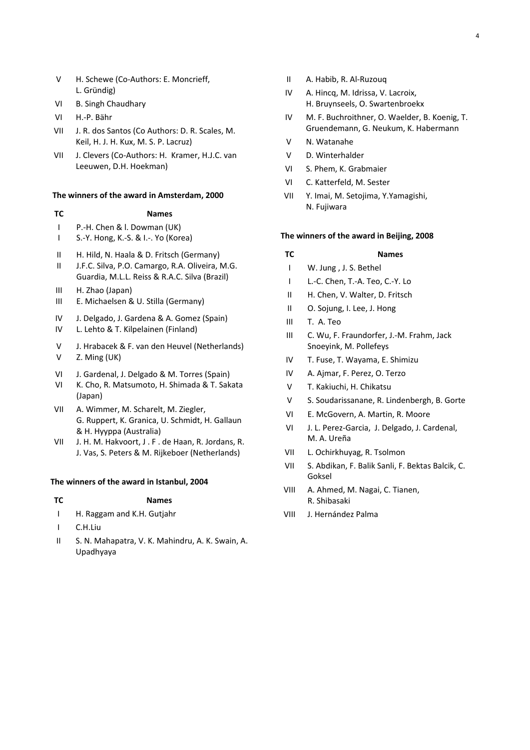| | |
|---|---|
| V | H. Schewe (Co-Authors: E. Moncrieff, L. Gründig) |
| VI | B. Singh Chaudhary |
| VI | H.-P. Bähr |
| VII | J. R. dos Santos (Co Authors: D. R. Scales, M. Keil, H. J. H. Kux, M. S. P. Lacruz) |
| VII | J. Clevers (Co-Authors: H. Kramer, H.J.C. van Leeuwen, D.H. Hoekman) |

**The winners of the award in Amsterdam, 2000**

| TC | Names |
|---|---|
| I | P.-H. Chen & l. Dowman (UK) |
| I | S.-Y. Hong, K.-S. & I.-. Yo (Korea) |
| II | H. Hild, N. Haala & D. Fritsch (Germany) |
| II | J.F.C. Silva, P.O. Camargo, R.A. Oliveira, M.G. Guardia, M.L.L. Reiss & R.A.C. Silva (Brazil) |
| III | H. Zhao (Japan) |
| III | E. Michaelsen & U. Stilla (Germany) |
| IV | J. Delgado, J. Gardena & A. Gomez (Spain) |
| IV | L. Lehto & T. Kilpelainen (Finland) |
| V | J. Hrabacek & F. van den Heuvel (Netherlands) |
| V | Z. Ming (UK) |
| VI | J. Gardenal, J. Delgado & M. Torres (Spain) |
| VI | K. Cho, R. Matsumoto, H. Shimada & T. Sakata (Japan) |
| VII | A. Wimmer, M. Scharelt, M. Ziegler, G. Ruppert, K. Granica, U. Schmidt, H. Gallaun & H. Hyyppa (Australia) |
| VII | J. H. M. Hakvoort, J . F . de Haan, R. Jordans, R. J. Vas, S. Peters & M. Rijkeboer (Netherlands) |

**The winners of the award in Istanbul, 2004**

| TC | Names |
|---|---|
| I | H. Raggam and K.H. Gutjahr |
| I | C.H.Liu |
| II | S. N. Mahapatra, V. K. Mahindru, A. K. Swain, A. Upadhyaya |
| II | A. Habib, R. Al-Ruzouq |
| IV | A. Hincq, M. Idrissa, V. Lacroix, H. Bruynseels, O. Swartenbroekx |
| IV | M. F. Buchroithner, O. Waelder, B. Koenig, T. Gruendemann, G. Neukum, K. Habermann |
| V | N. Watanahe |
| V | D. Winterhalder |
| VI | S. Phem, K. Grabmaier |
| VI | C. Katterfeld, M. Sester |
| VII | Y. Imai, M. Setojima, Y.Yamagishi, N. Fujiwara |

**The winners of the award in Beijing, 2008**

| TC | Names |
|---|---|
| I | W. Jung , J. S. Bethel |
| I | L.-C. Chen, T.-A. Teo, C.-Y. Lo |
| II | H. Chen, V. Walter, D. Fritsch |
| II | O. Sojung, I. Lee, J. Hong |
| III | T. A. Teo |
| III | C. Wu, F. Fraundorfer, J.-M. Frahm, Jack Snoeyink, M. Pollefeys |
| IV | T. Fuse, T. Wayama, E. Shimizu |
| IV | A. Ajmar, F. Perez, O. Terzo |
| V | T. Kakiuchi, H. Chikatsu |
| V | S. Soudarissanane, R. Lindenbergh, B. Gorte |
| VI | E. McGovern, A. Martin, R. Moore |
| VI | J. L. Perez-Garcia, J. Delgado, J. Cardenal, M. A. Ureña |
| VII | L. Ochirkhuyag, R. Tsolmon |
| VII | S. Abdikan, F. Balik Sanli, F. Bektas Balcik, C. Goksel |
| VIII | A. Ahmed, M. Nagai, C. Tianen, R. Shibasaki |
| VIII | J. Hernández Palma |